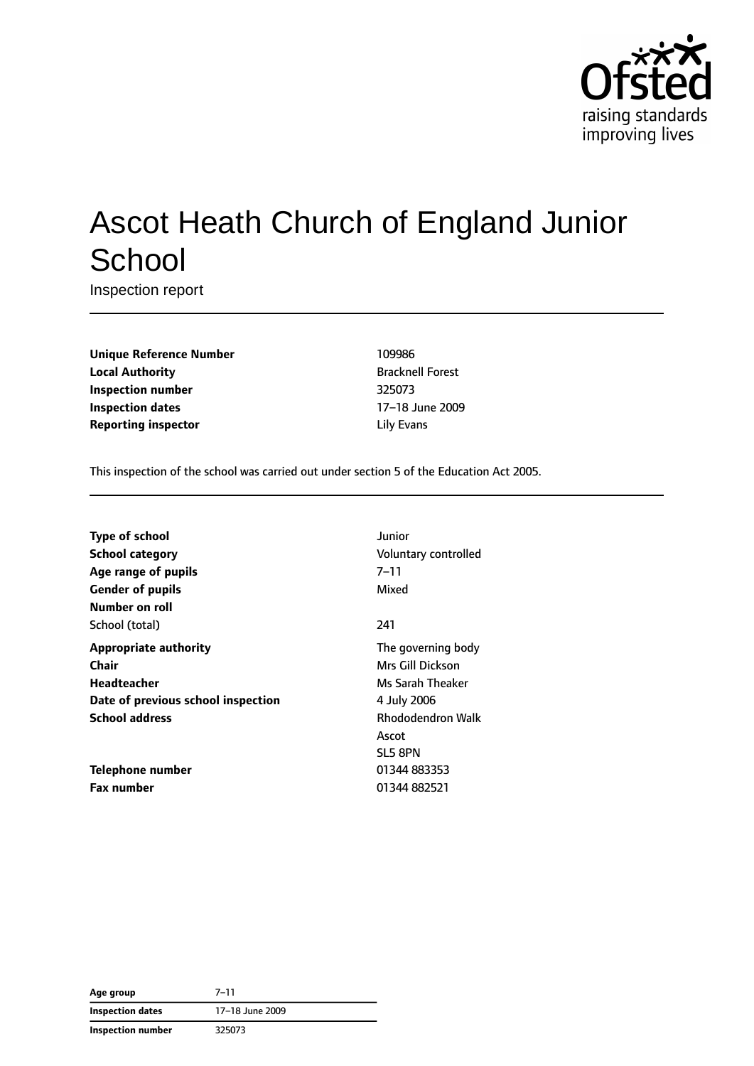# Ascot Heath Church of England Junior School

Inspection report

| | |
|---|---|
| **Unique Reference Number** | 109986 |
| **Local Authority** | Bracknell Forest |
| **Inspection number** | 325073 |
| **Inspection dates** | 17–18 June 2009 |
| **Reporting inspector** | Lily Evans |

This inspection of the school was carried out under section 5 of the Education Act 2005.

| | |
|---|---|
| **Type of school** | Junior |
| **School category** | Voluntary controlled |
| **Age range of pupils** | 7–11 |
| **Gender of pupils** | Mixed |
| **Number on roll** | |
| School (total) | 241 |
| **Appropriate authority** | The governing body |
| **Chair** | Mrs Gill Dickson |
| **Headteacher** | Ms Sarah Theaker |
| **Date of previous school inspection** | 4 July 2006 |
| **School address** | Rhododendron Walk<br>Ascot<br>SL5 8PN |
| **Telephone number** | 01344 883353 |
| **Fax number** | 01344 882521 |

| | |
|---|---|
| **Age group** | 7–11 |
| **Inspection dates** | 17–18 June 2009 |
| **Inspection number** | 325073 |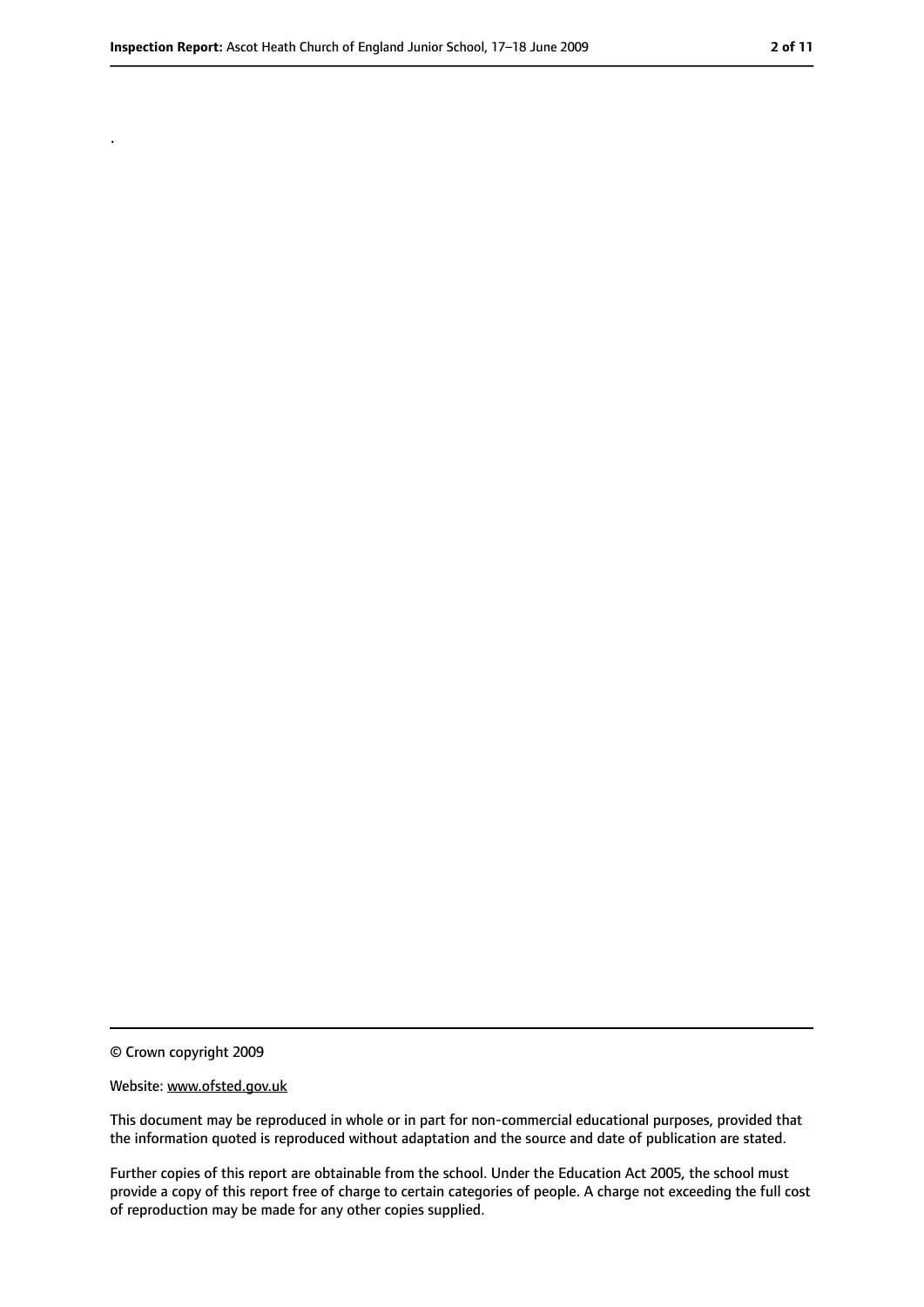.

© Crown copyright 2009

Website: www.ofsted.gov.uk

This document may be reproduced in whole or in part for non-commercial educational purposes, provided that the information quoted is reproduced without adaptation and the source and date of publication are stated.

Further copies of this report are obtainable from the school. Under the Education Act 2005, the school must provide a copy of this report free of charge to certain categories of people. A charge not exceeding the full cost of reproduction may be made for any other copies supplied.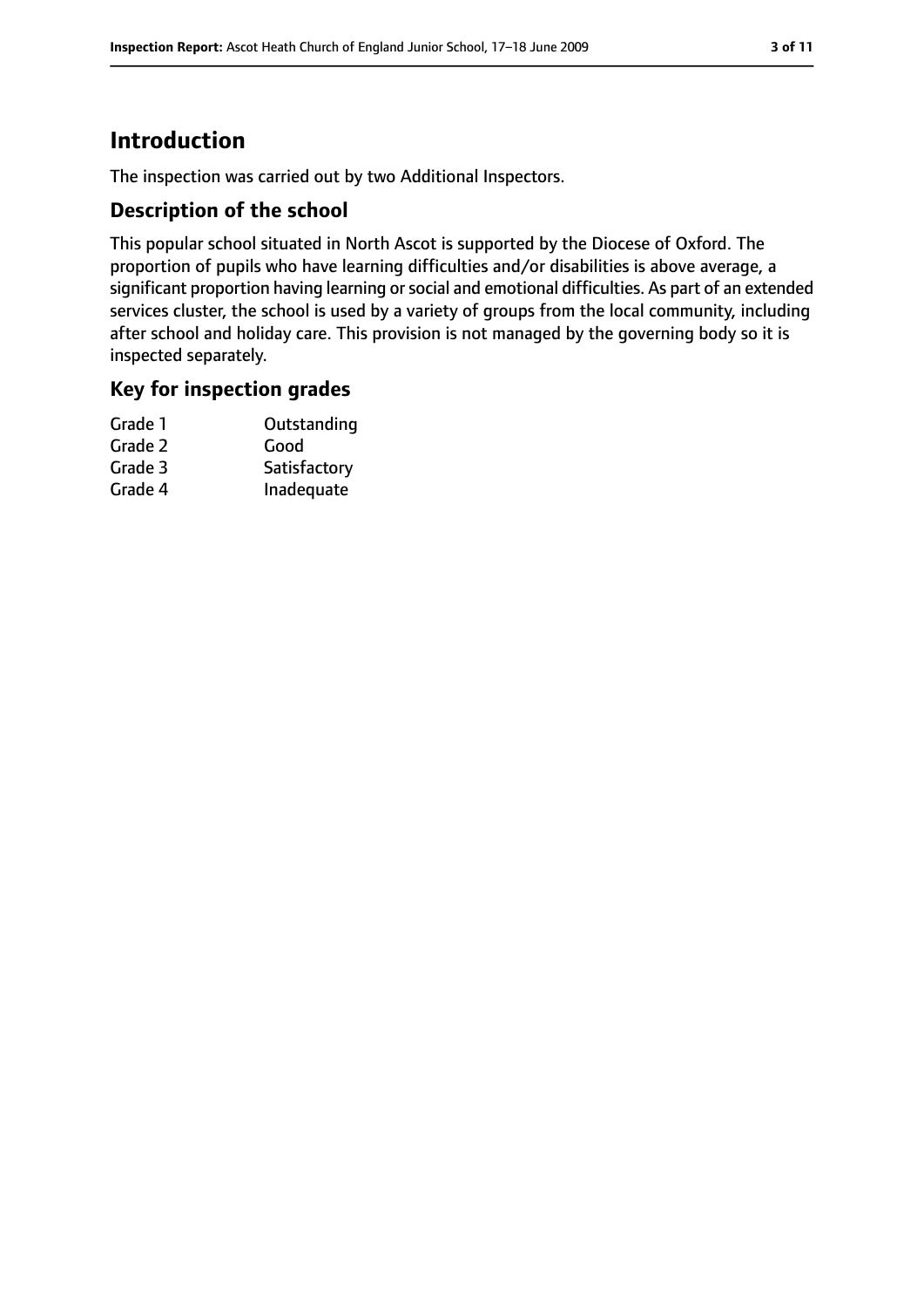# Introduction

The inspection was carried out by two Additional Inspectors.

## Description of the school

This popular school situated in North Ascot is supported by the Diocese of Oxford. The proportion of pupils who have learning difficulties and/or disabilities is above average, a significant proportion having learning or social and emotional difficulties. As part of an extended services cluster, the school is used by a variety of groups from the local community, including after school and holiday care. This provision is not managed by the governing body so it is inspected separately.

## Key for inspection grades

| | |
|---|---|
| Grade 1 | Outstanding |
| Grade 2 | Good |
| Grade 3 | Satisfactory |
| Grade 4 | Inadequate |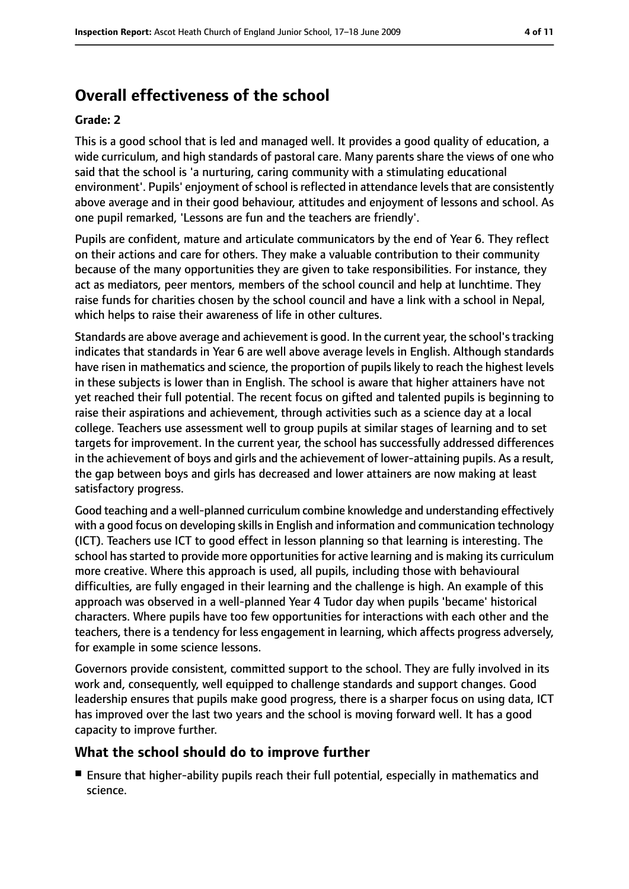## Overall effectiveness of the school

### Grade: 2

This is a good school that is led and managed well. It provides a good quality of education, a wide curriculum, and high standards of pastoral care. Many parents share the views of one who said that the school is 'a nurturing, caring community with a stimulating educational environment'. Pupils' enjoyment of school is reflected in attendance levels that are consistently above average and in their good behaviour, attitudes and enjoyment of lessons and school. As one pupil remarked, 'Lessons are fun and the teachers are friendly'.

Pupils are confident, mature and articulate communicators by the end of Year 6. They reflect on their actions and care for others. They make a valuable contribution to their community because of the many opportunities they are given to take responsibilities. For instance, they act as mediators, peer mentors, members of the school council and help at lunchtime. They raise funds for charities chosen by the school council and have a link with a school in Nepal, which helps to raise their awareness of life in other cultures.

Standards are above average and achievement is good. In the current year, the school's tracking indicates that standards in Year 6 are well above average levels in English. Although standards have risen in mathematics and science, the proportion of pupils likely to reach the highest levels in these subjects is lower than in English. The school is aware that higher attainers have not yet reached their full potential. The recent focus on gifted and talented pupils is beginning to raise their aspirations and achievement, through activities such as a science day at a local college. Teachers use assessment well to group pupils at similar stages of learning and to set targets for improvement. In the current year, the school has successfully addressed differences in the achievement of boys and girls and the achievement of lower-attaining pupils. As a result, the gap between boys and girls has decreased and lower attainers are now making at least satisfactory progress.

Good teaching and a well-planned curriculum combine knowledge and understanding effectively with a good focus on developing skills in English and information and communication technology (ICT). Teachers use ICT to good effect in lesson planning so that learning is interesting. The school has started to provide more opportunities for active learning and is making its curriculum more creative. Where this approach is used, all pupils, including those with behavioural difficulties, are fully engaged in their learning and the challenge is high. An example of this approach was observed in a well-planned Year 4 Tudor day when pupils 'became' historical characters. Where pupils have too few opportunities for interactions with each other and the teachers, there is a tendency for less engagement in learning, which affects progress adversely, for example in some science lessons.

Governors provide consistent, committed support to the school. They are fully involved in its work and, consequently, well equipped to challenge standards and support changes. Good leadership ensures that pupils make good progress, there is a sharper focus on using data, ICT has improved over the last two years and the school is moving forward well. It has a good capacity to improve further.

## What the school should do to improve further

- Ensure that higher-ability pupils reach their full potential, especially in mathematics and science.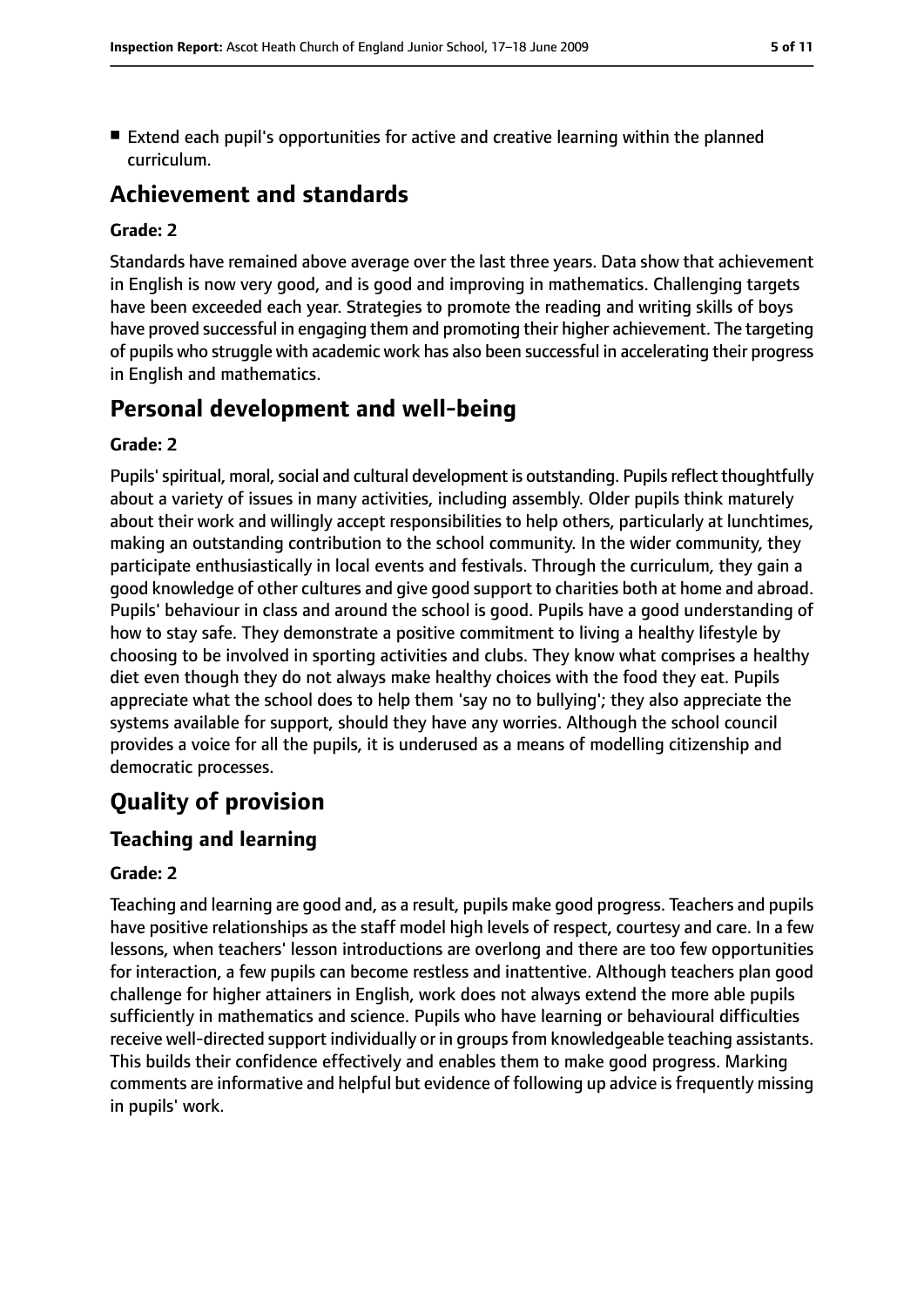- Extend each pupil's opportunities for active and creative learning within the planned curriculum.

# Achievement and standards

**Grade: 2**

Standards have remained above average over the last three years. Data show that achievement in English is now very good, and is good and improving in mathematics. Challenging targets have been exceeded each year. Strategies to promote the reading and writing skills of boys have proved successful in engaging them and promoting their higher achievement. The targeting of pupils who struggle with academic work has also been successful in accelerating their progress in English and mathematics.

# Personal development and well-being

**Grade: 2**

Pupils' spiritual, moral, social and cultural development is outstanding. Pupils reflect thoughtfully about a variety of issues in many activities, including assembly. Older pupils think maturely about their work and willingly accept responsibilities to help others, particularly at lunchtimes, making an outstanding contribution to the school community. In the wider community, they participate enthusiastically in local events and festivals. Through the curriculum, they gain a good knowledge of other cultures and give good support to charities both at home and abroad. Pupils' behaviour in class and around the school is good. Pupils have a good understanding of how to stay safe. They demonstrate a positive commitment to living a healthy lifestyle by choosing to be involved in sporting activities and clubs. They know what comprises a healthy diet even though they do not always make healthy choices with the food they eat. Pupils appreciate what the school does to help them 'say no to bullying'; they also appreciate the systems available for support, should they have any worries. Although the school council provides a voice for all the pupils, it is underused as a means of modelling citizenship and democratic processes.

# Quality of provision

## Teaching and learning

**Grade: 2**

Teaching and learning are good and, as a result, pupils make good progress. Teachers and pupils have positive relationships as the staff model high levels of respect, courtesy and care. In a few lessons, when teachers' lesson introductions are overlong and there are too few opportunities for interaction, a few pupils can become restless and inattentive. Although teachers plan good challenge for higher attainers in English, work does not always extend the more able pupils sufficiently in mathematics and science. Pupils who have learning or behavioural difficulties receive well-directed support individually or in groups from knowledgeable teaching assistants. This builds their confidence effectively and enables them to make good progress. Marking comments are informative and helpful but evidence of following up advice is frequently missing in pupils' work.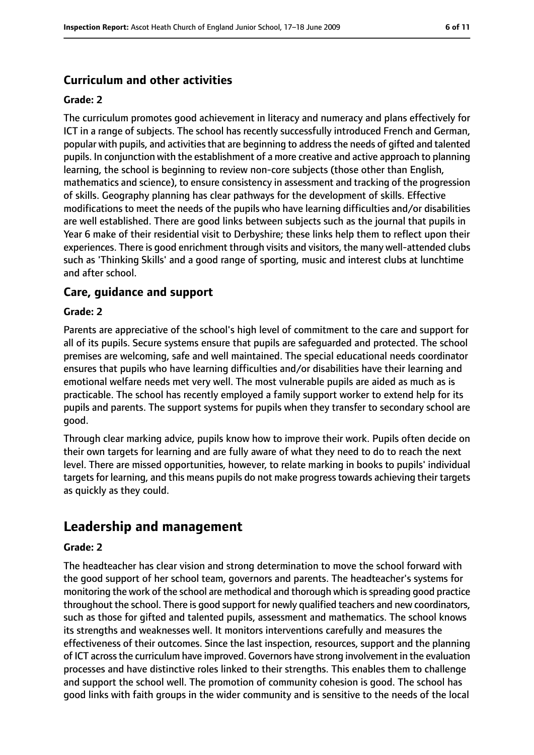### Curriculum and other activities

#### Grade: 2

The curriculum promotes good achievement in literacy and numeracy and plans effectively for ICT in a range of subjects. The school has recently successfully introduced French and German, popular with pupils, and activities that are beginning to address the needs of gifted and talented pupils. In conjunction with the establishment of a more creative and active approach to planning learning, the school is beginning to review non-core subjects (those other than English, mathematics and science), to ensure consistency in assessment and tracking of the progression of skills. Geography planning has clear pathways for the development of skills. Effective modifications to meet the needs of the pupils who have learning difficulties and/or disabilities are well established. There are good links between subjects such as the journal that pupils in Year 6 make of their residential visit to Derbyshire; these links help them to reflect upon their experiences. There is good enrichment through visits and visitors, the many well-attended clubs such as 'Thinking Skills' and a good range of sporting, music and interest clubs at lunchtime and after school.

### Care, guidance and support

#### Grade: 2

Parents are appreciative of the school's high level of commitment to the care and support for all of its pupils. Secure systems ensure that pupils are safeguarded and protected. The school premises are welcoming, safe and well maintained. The special educational needs coordinator ensures that pupils who have learning difficulties and/or disabilities have their learning and emotional welfare needs met very well. The most vulnerable pupils are aided as much as is practicable. The school has recently employed a family support worker to extend help for its pupils and parents. The support systems for pupils when they transfer to secondary school are good.

Through clear marking advice, pupils know how to improve their work. Pupils often decide on their own targets for learning and are fully aware of what they need to do to reach the next level. There are missed opportunities, however, to relate marking in books to pupils' individual targets for learning, and this means pupils do not make progress towards achieving their targets as quickly as they could.

## Leadership and management

#### Grade: 2

The headteacher has clear vision and strong determination to move the school forward with the good support of her school team, governors and parents. The headteacher's systems for monitoring the work of the school are methodical and thorough which is spreading good practice throughout the school. There is good support for newly qualified teachers and new coordinators, such as those for gifted and talented pupils, assessment and mathematics. The school knows its strengths and weaknesses well. It monitors interventions carefully and measures the effectiveness of their outcomes. Since the last inspection, resources, support and the planning of ICT across the curriculum have improved. Governors have strong involvement in the evaluation processes and have distinctive roles linked to their strengths. This enables them to challenge and support the school well. The promotion of community cohesion is good. The school has good links with faith groups in the wider community and is sensitive to the needs of the local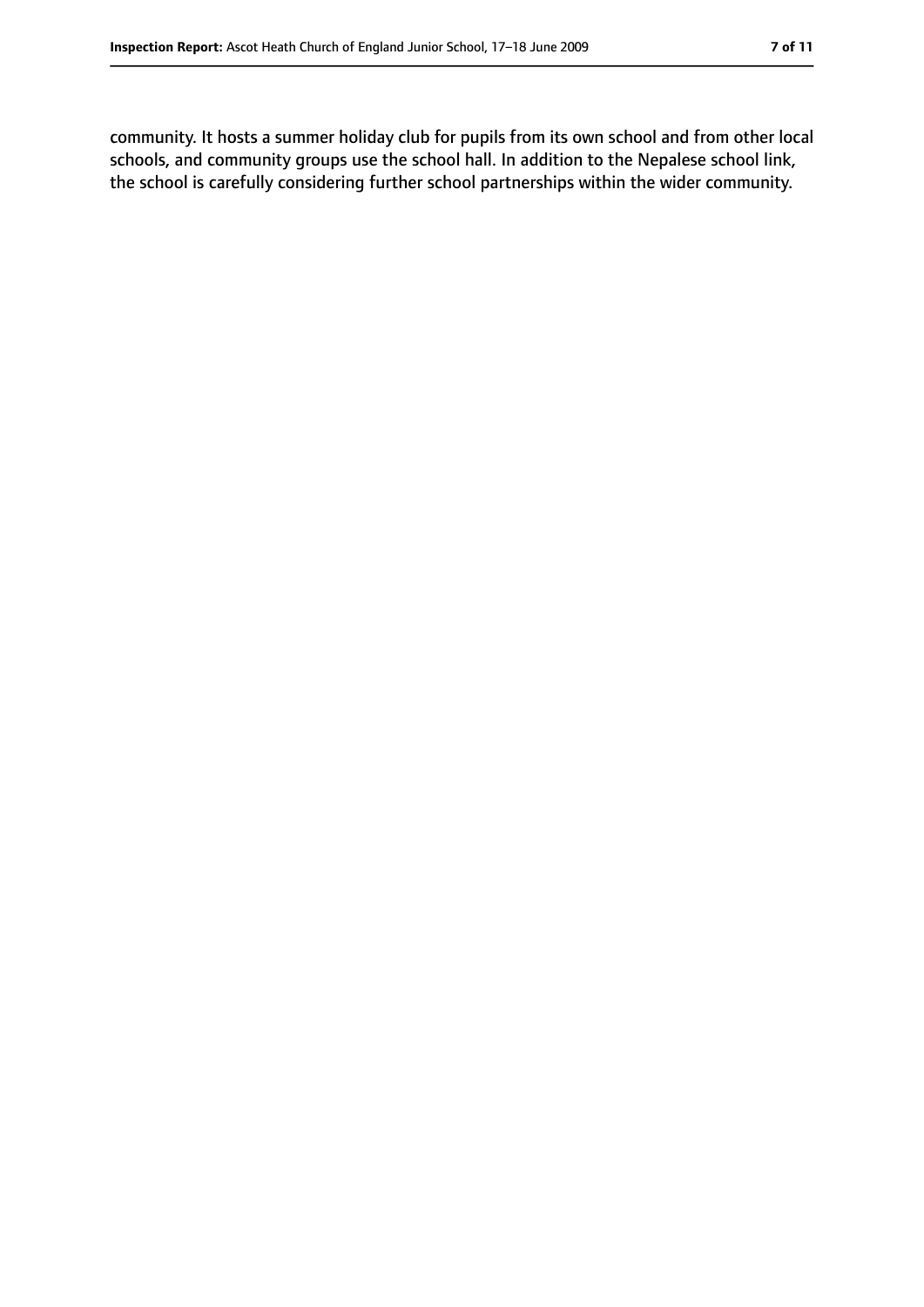community. It hosts a summer holiday club for pupils from its own school and from other local schools, and community groups use the school hall. In addition to the Nepalese school link, the school is carefully considering further school partnerships within the wider community.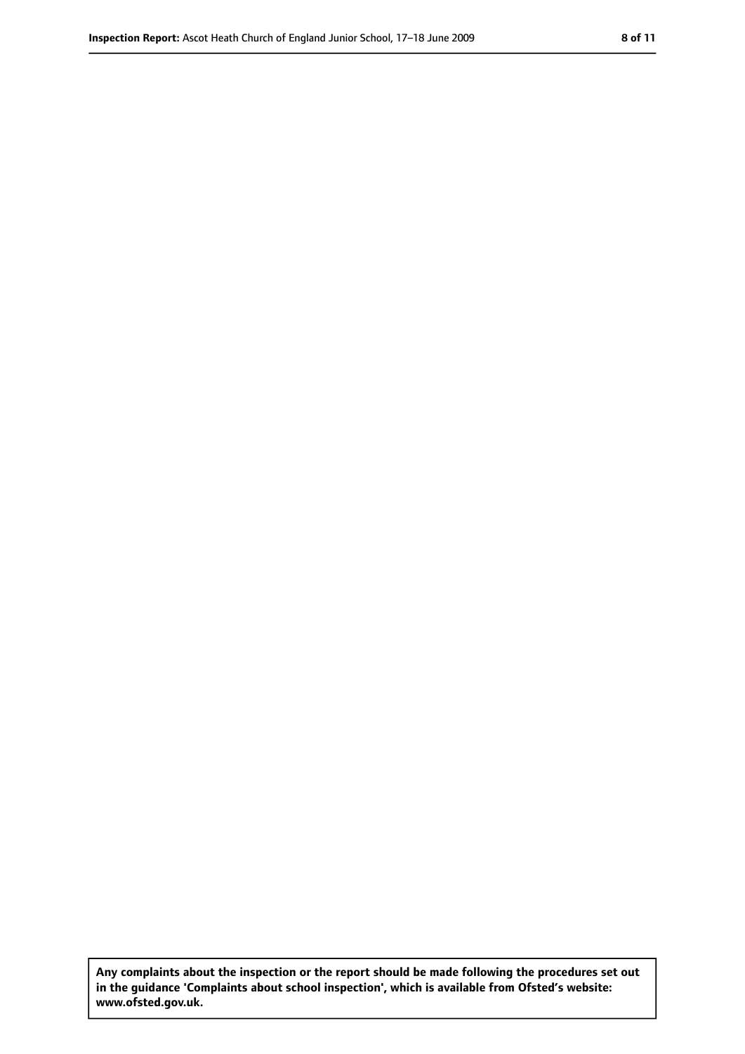**Any complaints about the inspection or the report should be made following the procedures set out in the guidance 'Complaints about school inspection', which is available from Ofsted's website: www.ofsted.gov.uk.**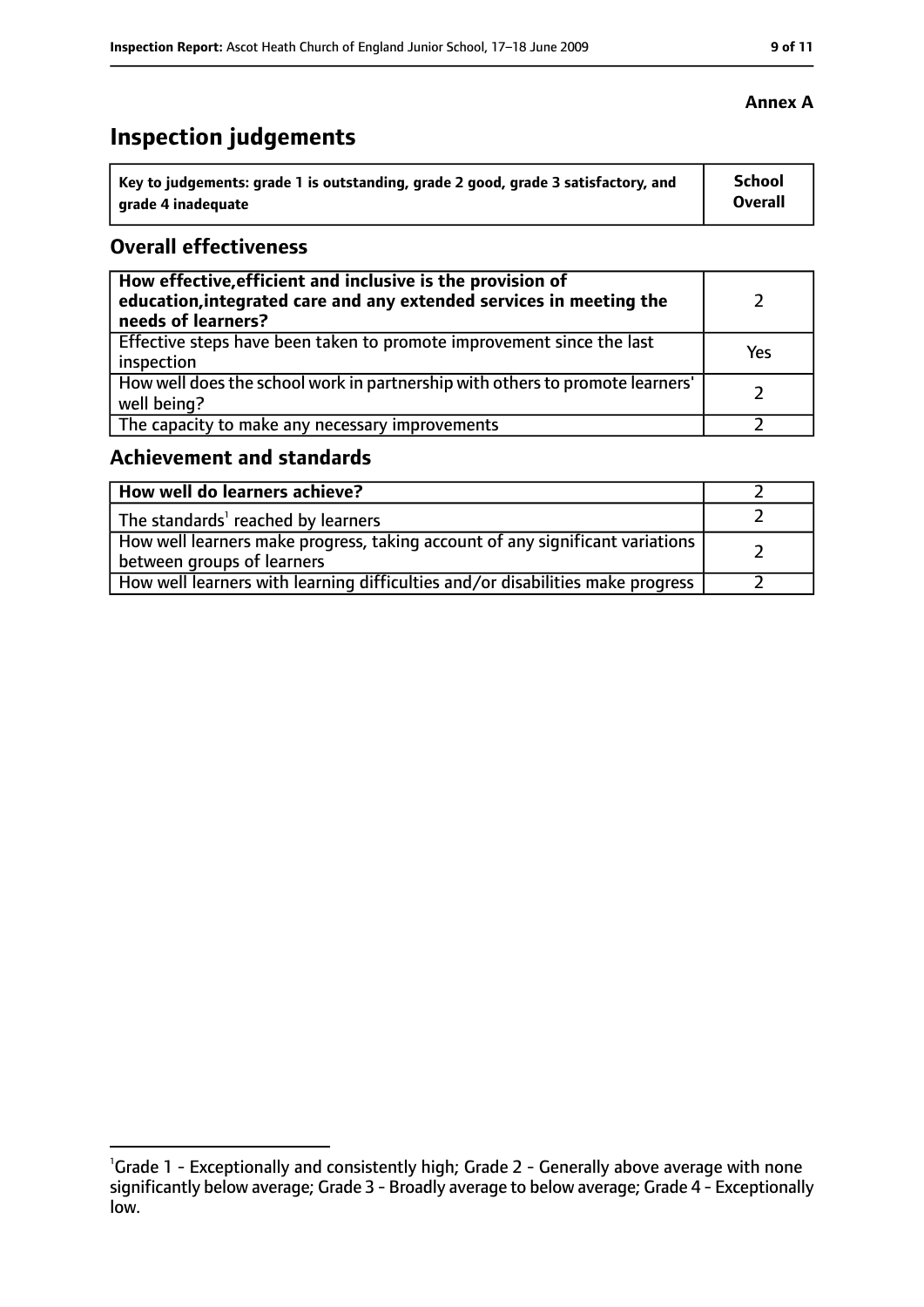**Annex A**

# Inspection judgements

| Key to judgements: grade 1 is outstanding, grade 2 good, grade 3 satisfactory, and grade 4 inadequate | School Overall |
|---|---|

## Overall effectiveness

| | |
|---|---|
| **How effective, efficient and inclusive is the provision of education, integrated care and any extended services in meeting the needs of learners?** | 2 |
| Effective steps have been taken to promote improvement since the last inspection | Yes |
| How well does the school work in partnership with others to promote learners' well being? | 2 |
| The capacity to make any necessary improvements | 2 |

## Achievement and standards

| | |
|---|---|
| **How well do learners achieve?** | 2 |
| The standards[1] reached by learners | 2 |
| How well learners make progress, taking account of any significant variations between groups of learners | 2 |
| How well learners with learning difficulties and/or disabilities make progress | 2 |

[1]Grade 1 - Exceptionally and consistently high; Grade 2 - Generally above average with none significantly below average; Grade 3 - Broadly average to below average; Grade 4 - Exceptionally low.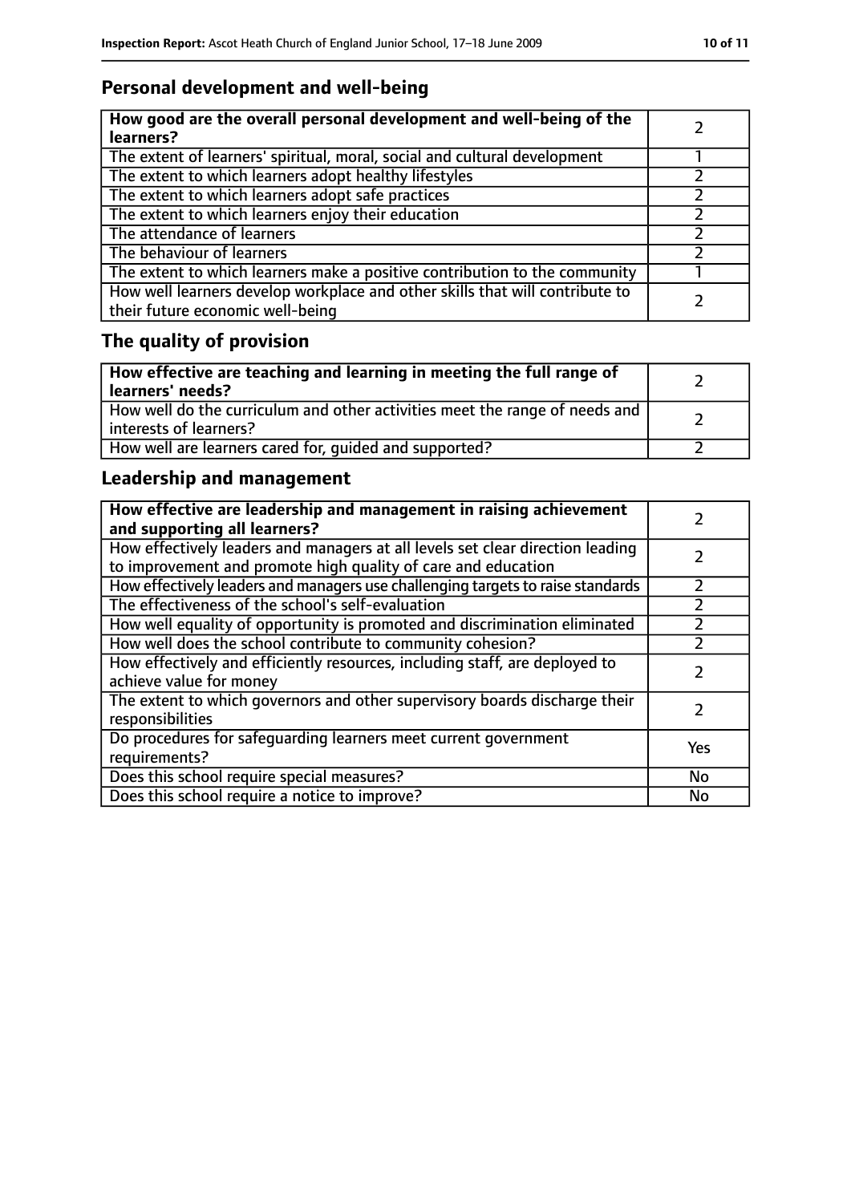## Personal development and well-being

| **How good are the overall personal development and well-being of the learners?** | 2 |
|---|---|
| The extent of learners' spiritual, moral, social and cultural development | 1 |
| The extent to which learners adopt healthy lifestyles | 2 |
| The extent to which learners adopt safe practices | 2 |
| The extent to which learners enjoy their education | 2 |
| The attendance of learners | 2 |
| The behaviour of learners | 2 |
| The extent to which learners make a positive contribution to the community | 1 |
| How well learners develop workplace and other skills that will contribute to their future economic well-being | 2 |

## The quality of provision

| **How effective are teaching and learning in meeting the full range of learners' needs?** | 2 |
|---|---|
| How well do the curriculum and other activities meet the range of needs and interests of learners? | 2 |
| How well are learners cared for, guided and supported? | 2 |

## Leadership and management

| **How effective are leadership and management in raising achievement and supporting all learners?** | 2 |
|---|---|
| How effectively leaders and managers at all levels set clear direction leading to improvement and promote high quality of care and education | 2 |
| How effectively leaders and managers use challenging targets to raise standards | 2 |
| The effectiveness of the school's self-evaluation | 2 |
| How well equality of opportunity is promoted and discrimination eliminated | 2 |
| How well does the school contribute to community cohesion? | 2 |
| How effectively and efficiently resources, including staff, are deployed to achieve value for money | 2 |
| The extent to which governors and other supervisory boards discharge their responsibilities | 2 |
| Do procedures for safeguarding learners meet current government requirements? | Yes |
| Does this school require special measures? | No |
| Does this school require a notice to improve? | No |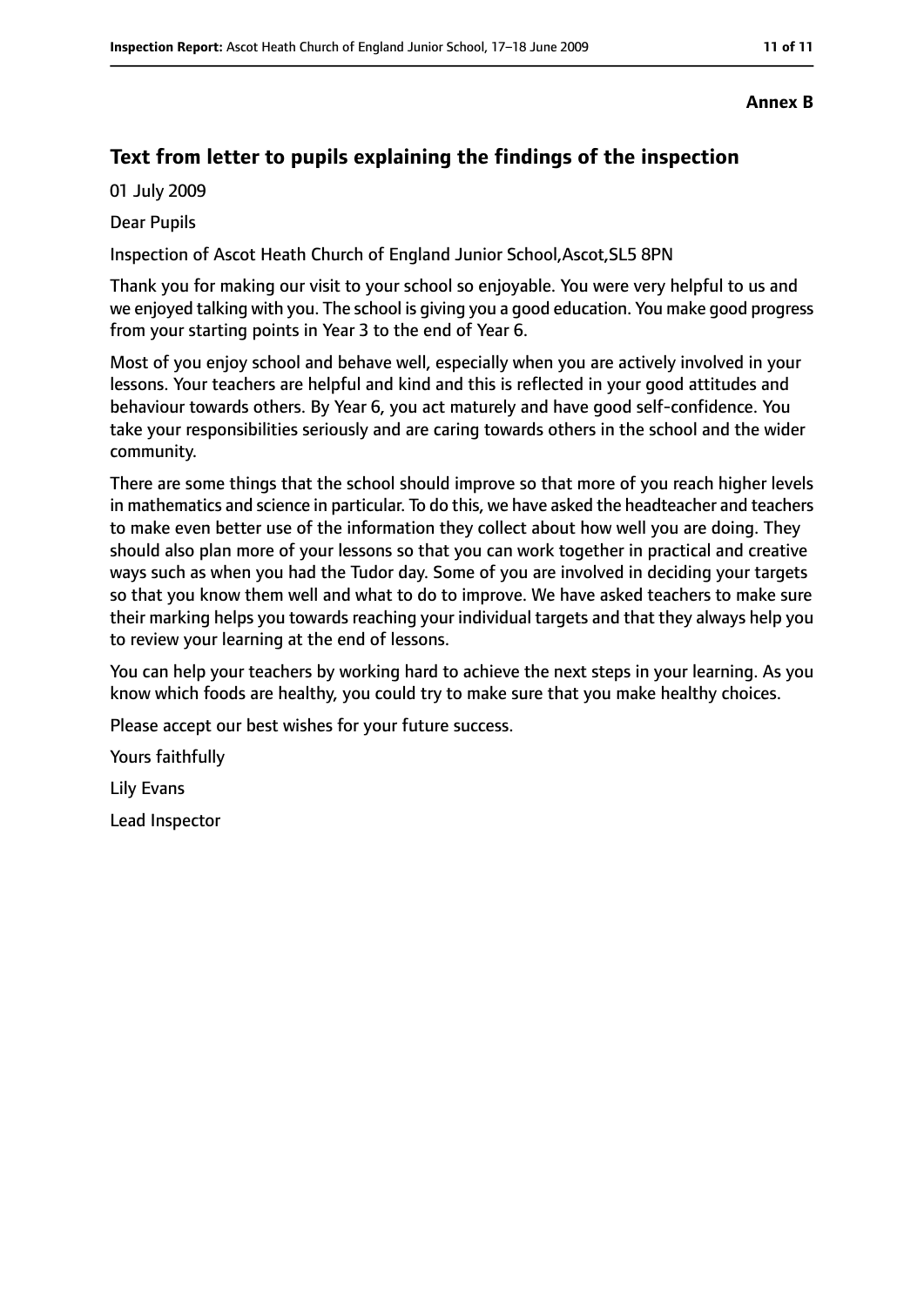**Annex B**

## Text from letter to pupils explaining the findings of the inspection

01 July 2009

Dear Pupils

Inspection of Ascot Heath Church of England Junior School,Ascot,SL5 8PN

Thank you for making our visit to your school so enjoyable. You were very helpful to us and we enjoyed talking with you. The school is giving you a good education. You make good progress from your starting points in Year 3 to the end of Year 6.

Most of you enjoy school and behave well, especially when you are actively involved in your lessons. Your teachers are helpful and kind and this is reflected in your good attitudes and behaviour towards others. By Year 6, you act maturely and have good self-confidence. You take your responsibilities seriously and are caring towards others in the school and the wider community.

There are some things that the school should improve so that more of you reach higher levels in mathematics and science in particular. To do this, we have asked the headteacher and teachers to make even better use of the information they collect about how well you are doing. They should also plan more of your lessons so that you can work together in practical and creative ways such as when you had the Tudor day. Some of you are involved in deciding your targets so that you know them well and what to do to improve. We have asked teachers to make sure their marking helps you towards reaching your individual targets and that they always help you to review your learning at the end of lessons.

You can help your teachers by working hard to achieve the next steps in your learning. As you know which foods are healthy, you could try to make sure that you make healthy choices.

Please accept our best wishes for your future success.

Yours faithfully

Lily Evans

Lead Inspector